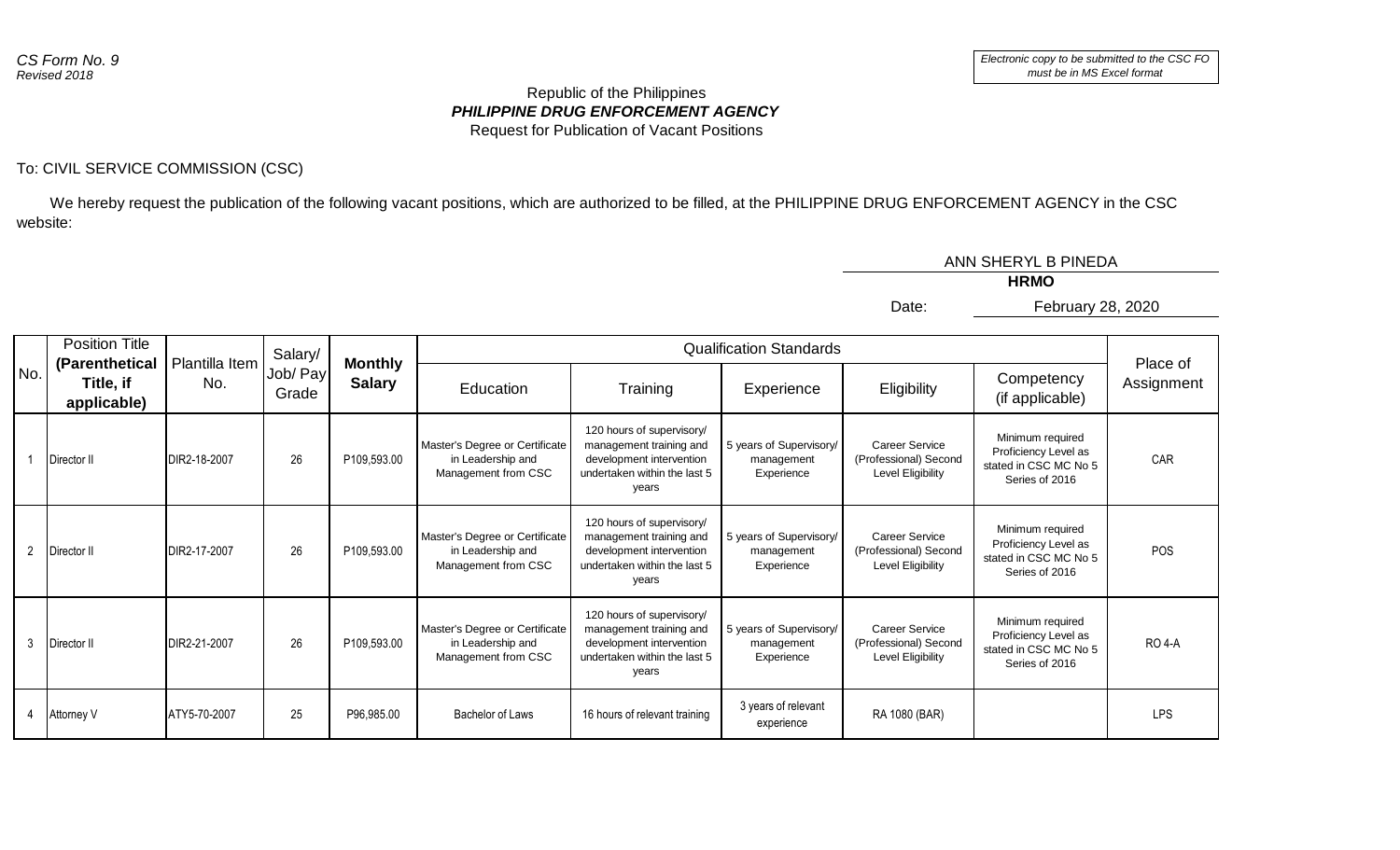*CS Form No. 9*
*Revised 2018*

*Electronic copy to be submitted to the CSC FO must be in MS Excel format*

Republic of the Philippines
***PHILIPPINE DRUG ENFORCEMENT AGENCY***
Request for Publication of Vacant Positions

To: CIVIL SERVICE COMMISSION (CSC)

We hereby request the publication of the following vacant positions, which are authorized to be filled, at the PHILIPPINE DRUG ENFORCEMENT AGENCY in the CSC website:

ANN SHERYL B PINEDA
**HRMO**

Date: February 28, 2020

| No. | Position Title **(Parenthetical Title, if applicable)** | Plantilla Item No. | Salary/ Job/ Pay Grade | **Monthly Salary** | Qualification Standards | | | | | Place of Assignment |
|---|---|---|---|---|---|---|---|---|---|---|
| | | | | | Education | Training | Experience | Eligibility | Competency (if applicable) | |
| 1 | Director II | DIR2-18-2007 | 26 | P109,593.00 | Master's Degree or Certificate in Leadership and Management from CSC | 120 hours of supervisory/ management training and development intervention undertaken within the last 5 years | 5 years of Supervisory/ management Experience | Career Service (Professional) Second Level Eligibility | Minimum required Proficiency Level as stated in CSC MC No 5 Series of 2016 | CAR |
| 2 | Director II | DIR2-17-2007 | 26 | P109,593.00 | Master's Degree or Certificate in Leadership and Management from CSC | 120 hours of supervisory/ management training and development intervention undertaken within the last 5 years | 5 years of Supervisory/ management Experience | Career Service (Professional) Second Level Eligibility | Minimum required Proficiency Level as stated in CSC MC No 5 Series of 2016 | POS |
| 3 | Director II | DIR2-21-2007 | 26 | P109,593.00 | Master's Degree or Certificate in Leadership and Management from CSC | 120 hours of supervisory/ management training and development intervention undertaken within the last 5 years | 5 years of Supervisory/ management Experience | Career Service (Professional) Second Level Eligibility | Minimum required Proficiency Level as stated in CSC MC No 5 Series of 2016 | RO 4-A |
| 4 | Attorney V | ATY5-70-2007 | 25 | P96,985.00 | Bachelor of Laws | 16 hours of relevant training | 3 years of relevant experience | RA 1080 (BAR) | | LPS |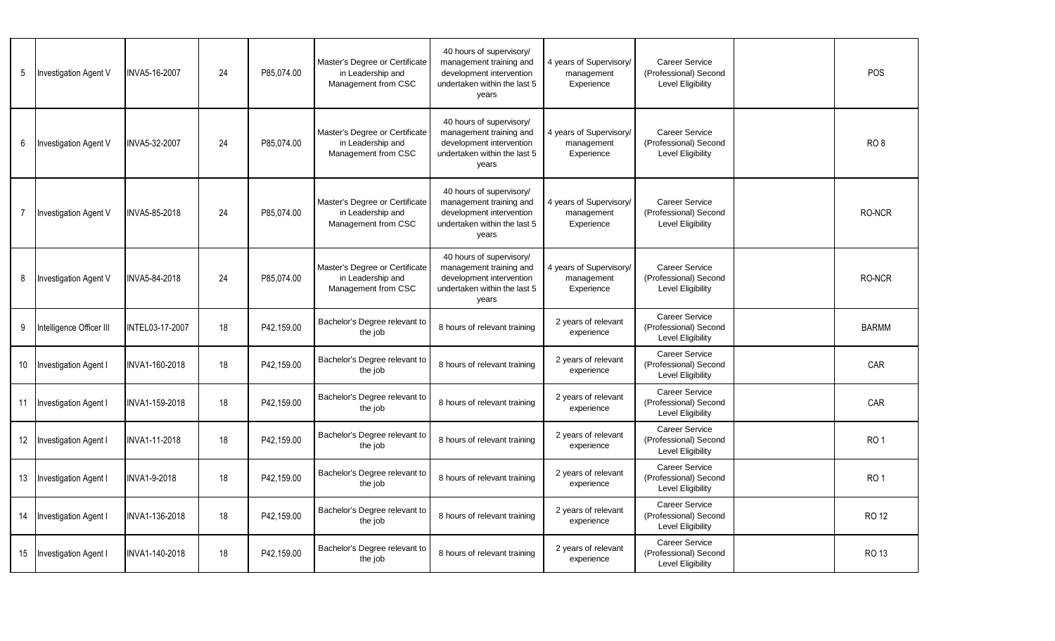| | | | | | | | | | | |
|---|---|---|---|---|---|---|---|---|---|---|
| 5 | Investigation Agent V | INVA5-16-2007 | 24 | P85,074.00 | Master's Degree or Certificate in Leadership and Management from CSC | 40 hours of supervisory/ management training and development intervention undertaken within the last 5 years | 4 years of Supervisory/ management Experience | Career Service (Professional) Second Level Eligibility | | POS |
| 6 | Investigation Agent V | INVA5-32-2007 | 24 | P85,074.00 | Master's Degree or Certificate in Leadership and Management from CSC | 40 hours of supervisory/ management training and development intervention undertaken within the last 5 years | 4 years of Supervisory/ management Experience | Career Service (Professional) Second Level Eligibility | | RO 8 |
| 7 | Investigation Agent V | INVA5-85-2018 | 24 | P85,074.00 | Master's Degree or Certificate in Leadership and Management from CSC | 40 hours of supervisory/ management training and development intervention undertaken within the last 5 years | 4 years of Supervisory/ management Experience | Career Service (Professional) Second Level Eligibility | | RO-NCR |
| 8 | Investigation Agent V | INVA5-84-2018 | 24 | P85,074.00 | Master's Degree or Certificate in Leadership and Management from CSC | 40 hours of supervisory/ management training and development intervention undertaken within the last 5 years | 4 years of Supervisory/ management Experience | Career Service (Professional) Second Level Eligibility | | RO-NCR |
| 9 | Intelligence Officer III | INTEL03-17-2007 | 18 | P42,159.00 | Bachelor's Degree relevant to the job | 8 hours of relevant training | 2 years of relevant experience | Career Service (Professional) Second Level Eligibility | | BARMM |
| 10 | Investigation Agent I | INVA1-160-2018 | 18 | P42,159.00 | Bachelor's Degree relevant to the job | 8 hours of relevant training | 2 years of relevant experience | Career Service (Professional) Second Level Eligibility | | CAR |
| 11 | Investigation Agent I | INVA1-159-2018 | 18 | P42,159.00 | Bachelor's Degree relevant to the job | 8 hours of relevant training | 2 years of relevant experience | Career Service (Professional) Second Level Eligibility | | CAR |
| 12 | Investigation Agent I | INVA1-11-2018 | 18 | P42,159.00 | Bachelor's Degree relevant to the job | 8 hours of relevant training | 2 years of relevant experience | Career Service (Professional) Second Level Eligibility | | RO 1 |
| 13 | Investigation Agent I | INVA1-9-2018 | 18 | P42,159.00 | Bachelor's Degree relevant to the job | 8 hours of relevant training | 2 years of relevant experience | Career Service (Professional) Second Level Eligibility | | RO 1 |
| 14 | Investigation Agent I | INVA1-136-2018 | 18 | P42,159.00 | Bachelor's Degree relevant to the job | 8 hours of relevant training | 2 years of relevant experience | Career Service (Professional) Second Level Eligibility | | RO 12 |
| 15 | Investigation Agent I | INVA1-140-2018 | 18 | P42,159.00 | Bachelor's Degree relevant to the job | 8 hours of relevant training | 2 years of relevant experience | Career Service (Professional) Second Level Eligibility | | RO 13 |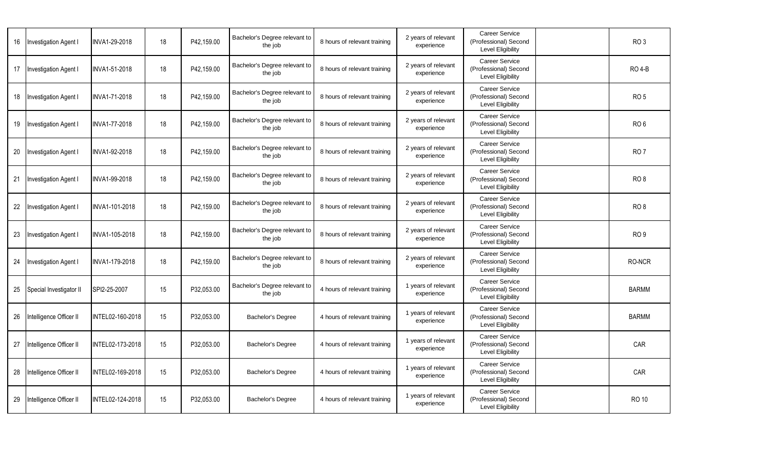| 16 | Investigation Agent I | INVA1-29-2018 | 18 | P42,159.00 | Bachelor's Degree relevant to the job | 8 hours of relevant training | 2 years of relevant experience | Career Service (Professional) Second Level Eligibility | | RO 3 |
|---|---|---|---|---|---|---|---|---|---|---|
| 17 | Investigation Agent I | INVA1-51-2018 | 18 | P42,159.00 | Bachelor's Degree relevant to the job | 8 hours of relevant training | 2 years of relevant experience | Career Service (Professional) Second Level Eligibility | | RO 4-B |
| 18 | Investigation Agent I | INVA1-71-2018 | 18 | P42,159.00 | Bachelor's Degree relevant to the job | 8 hours of relevant training | 2 years of relevant experience | Career Service (Professional) Second Level Eligibility | | RO 5 |
| 19 | Investigation Agent I | INVA1-77-2018 | 18 | P42,159.00 | Bachelor's Degree relevant to the job | 8 hours of relevant training | 2 years of relevant experience | Career Service (Professional) Second Level Eligibility | | RO 6 |
| 20 | Investigation Agent I | INVA1-92-2018 | 18 | P42,159.00 | Bachelor's Degree relevant to the job | 8 hours of relevant training | 2 years of relevant experience | Career Service (Professional) Second Level Eligibility | | RO 7 |
| 21 | Investigation Agent I | INVA1-99-2018 | 18 | P42,159.00 | Bachelor's Degree relevant to the job | 8 hours of relevant training | 2 years of relevant experience | Career Service (Professional) Second Level Eligibility | | RO 8 |
| 22 | Investigation Agent I | INVA1-101-2018 | 18 | P42,159.00 | Bachelor's Degree relevant to the job | 8 hours of relevant training | 2 years of relevant experience | Career Service (Professional) Second Level Eligibility | | RO 8 |
| 23 | Investigation Agent I | INVA1-105-2018 | 18 | P42,159.00 | Bachelor's Degree relevant to the job | 8 hours of relevant training | 2 years of relevant experience | Career Service (Professional) Second Level Eligibility | | RO 9 |
| 24 | Investigation Agent I | INVA1-179-2018 | 18 | P42,159.00 | Bachelor's Degree relevant to the job | 8 hours of relevant training | 2 years of relevant experience | Career Service (Professional) Second Level Eligibility | | RO-NCR |
| 25 | Special Investigator II | SPI2-25-2007 | 15 | P32,053.00 | Bachelor's Degree relevant to the job | 4 hours of relevant training | 1 years of relevant experience | Career Service (Professional) Second Level Eligibility | | BARMM |
| 26 | Intelligence Officer II | INTEL02-160-2018 | 15 | P32,053.00 | Bachelor's Degree | 4 hours of relevant training | 1 years of relevant experience | Career Service (Professional) Second Level Eligibility | | BARMM |
| 27 | Intelligence Officer II | INTEL02-173-2018 | 15 | P32,053.00 | Bachelor's Degree | 4 hours of relevant training | 1 years of relevant experience | Career Service (Professional) Second Level Eligibility | | CAR |
| 28 | Intelligence Officer II | INTEL02-169-2018 | 15 | P32,053.00 | Bachelor's Degree | 4 hours of relevant training | 1 years of relevant experience | Career Service (Professional) Second Level Eligibility | | CAR |
| 29 | Intelligence Officer II | INTEL02-124-2018 | 15 | P32,053.00 | Bachelor's Degree | 4 hours of relevant training | 1 years of relevant experience | Career Service (Professional) Second Level Eligibility | | RO 10 |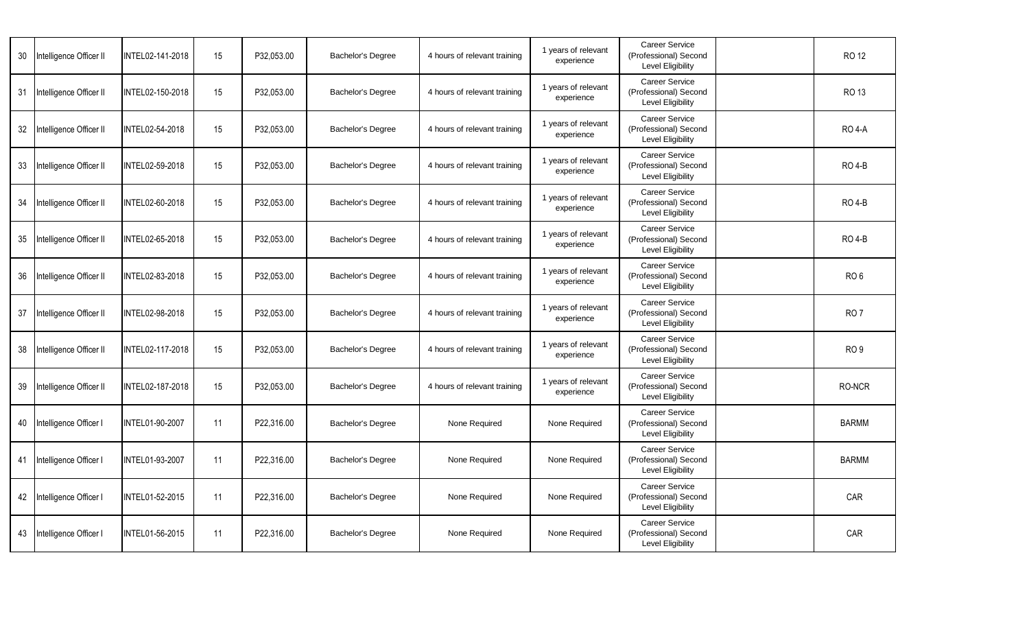| 30 | Intelligence Officer II | INTEL02-141-2018 | 15 | P32,053.00 | Bachelor's Degree | 4 hours of relevant training | 1 years of relevant experience | Career Service (Professional) Second Level Eligibility | | RO 12 |
|---|---|---|---|---|---|---|---|---|---|---|
| 31 | Intelligence Officer II | INTEL02-150-2018 | 15 | P32,053.00 | Bachelor's Degree | 4 hours of relevant training | 1 years of relevant experience | Career Service (Professional) Second Level Eligibility | | RO 13 |
| 32 | Intelligence Officer II | INTEL02-54-2018 | 15 | P32,053.00 | Bachelor's Degree | 4 hours of relevant training | 1 years of relevant experience | Career Service (Professional) Second Level Eligibility | | RO 4-A |
| 33 | Intelligence Officer II | INTEL02-59-2018 | 15 | P32,053.00 | Bachelor's Degree | 4 hours of relevant training | 1 years of relevant experience | Career Service (Professional) Second Level Eligibility | | RO 4-B |
| 34 | Intelligence Officer II | INTEL02-60-2018 | 15 | P32,053.00 | Bachelor's Degree | 4 hours of relevant training | 1 years of relevant experience | Career Service (Professional) Second Level Eligibility | | RO 4-B |
| 35 | Intelligence Officer II | INTEL02-65-2018 | 15 | P32,053.00 | Bachelor's Degree | 4 hours of relevant training | 1 years of relevant experience | Career Service (Professional) Second Level Eligibility | | RO 4-B |
| 36 | Intelligence Officer II | INTEL02-83-2018 | 15 | P32,053.00 | Bachelor's Degree | 4 hours of relevant training | 1 years of relevant experience | Career Service (Professional) Second Level Eligibility | | RO 6 |
| 37 | Intelligence Officer II | INTEL02-98-2018 | 15 | P32,053.00 | Bachelor's Degree | 4 hours of relevant training | 1 years of relevant experience | Career Service (Professional) Second Level Eligibility | | RO 7 |
| 38 | Intelligence Officer II | INTEL02-117-2018 | 15 | P32,053.00 | Bachelor's Degree | 4 hours of relevant training | 1 years of relevant experience | Career Service (Professional) Second Level Eligibility | | RO 9 |
| 39 | Intelligence Officer II | INTEL02-187-2018 | 15 | P32,053.00 | Bachelor's Degree | 4 hours of relevant training | 1 years of relevant experience | Career Service (Professional) Second Level Eligibility | | RO-NCR |
| 40 | Intelligence Officer I | INTEL01-90-2007 | 11 | P22,316.00 | Bachelor's Degree | None Required | None Required | Career Service (Professional) Second Level Eligibility | | BARMM |
| 41 | Intelligence Officer I | INTEL01-93-2007 | 11 | P22,316.00 | Bachelor's Degree | None Required | None Required | Career Service (Professional) Second Level Eligibility | | BARMM |
| 42 | Intelligence Officer I | INTEL01-52-2015 | 11 | P22,316.00 | Bachelor's Degree | None Required | None Required | Career Service (Professional) Second Level Eligibility | | CAR |
| 43 | Intelligence Officer I | INTEL01-56-2015 | 11 | P22,316.00 | Bachelor's Degree | None Required | None Required | Career Service (Professional) Second Level Eligibility | | CAR |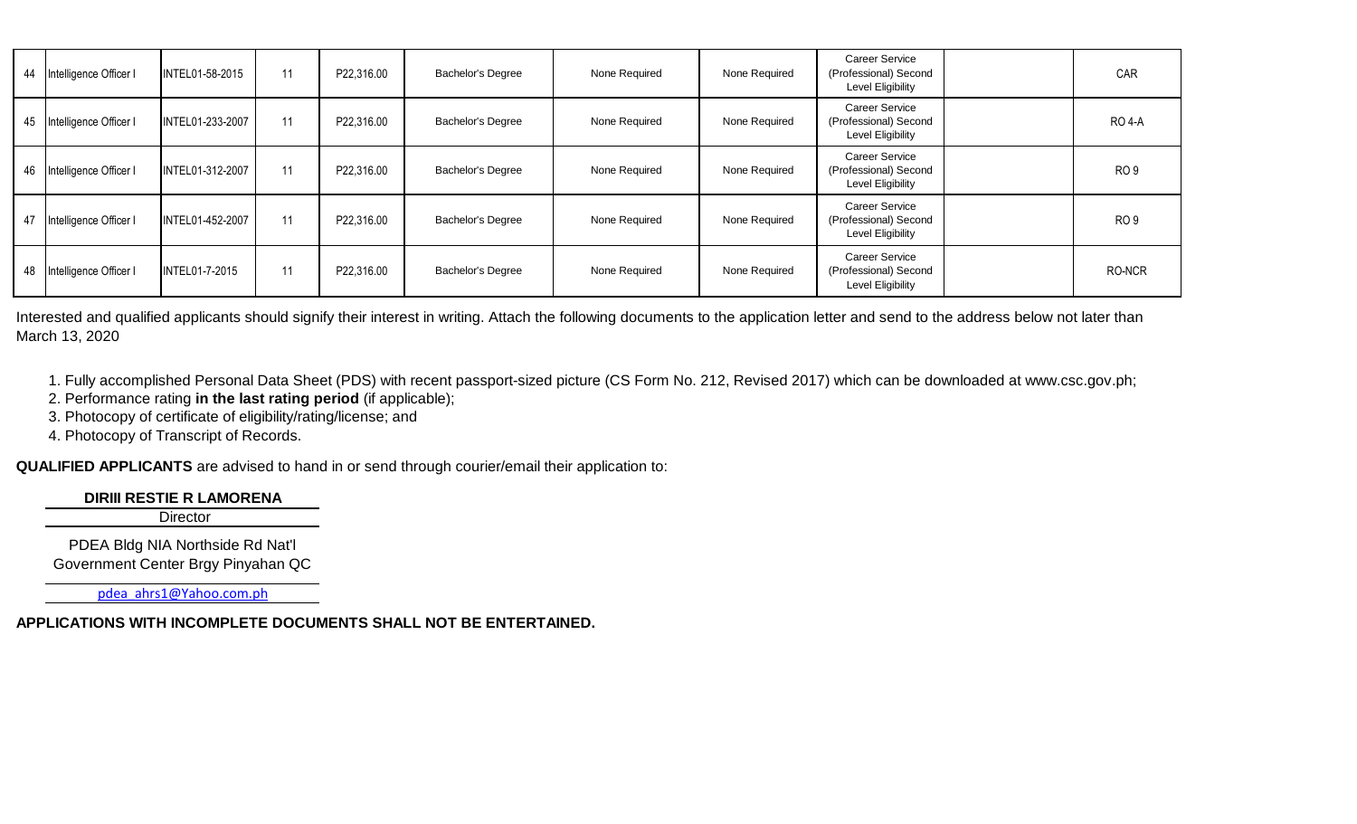| | | | | | | | | | | |
|---|---|---|---|---|---|---|---|---|---|---|
| 44 | Intelligence Officer I | INTEL01-58-2015 | 11 | P22,316.00 | Bachelor's Degree | None Required | None Required | Career Service (Professional) Second Level Eligibility | | CAR |
| 45 | Intelligence Officer I | INTEL01-233-2007 | 11 | P22,316.00 | Bachelor's Degree | None Required | None Required | Career Service (Professional) Second Level Eligibility | | RO 4-A |
| 46 | Intelligence Officer I | INTEL01-312-2007 | 11 | P22,316.00 | Bachelor's Degree | None Required | None Required | Career Service (Professional) Second Level Eligibility | | RO 9 |
| 47 | Intelligence Officer I | INTEL01-452-2007 | 11 | P22,316.00 | Bachelor's Degree | None Required | None Required | Career Service (Professional) Second Level Eligibility | | RO 9 |
| 48 | Intelligence Officer I | INTEL01-7-2015 | 11 | P22,316.00 | Bachelor's Degree | None Required | None Required | Career Service (Professional) Second Level Eligibility | | RO-NCR |

Interested and qualified applicants should signify their interest in writing. Attach the following documents to the application letter and send to the address below not later than March 13, 2020

1. Fully accomplished Personal Data Sheet (PDS) with recent passport-sized picture (CS Form No. 212, Revised 2017) which can be downloaded at www.csc.gov.ph;
2. Performance rating **in the last rating period** (if applicable);
3. Photocopy of certificate of eligibility/rating/license; and
4. Photocopy of Transcript of Records.

**QUALIFIED APPLICANTS** are advised to hand in or send through courier/email their application to:

**DIRIII RESTIE R LAMORENA**
Director

PDEA Bldg NIA Northside Rd Nat'l Government Center Brgy Pinyahan QC

pdea_ahrs1@Yahoo.com.ph

**APPLICATIONS WITH INCOMPLETE DOCUMENTS SHALL NOT BE ENTERTAINED.**